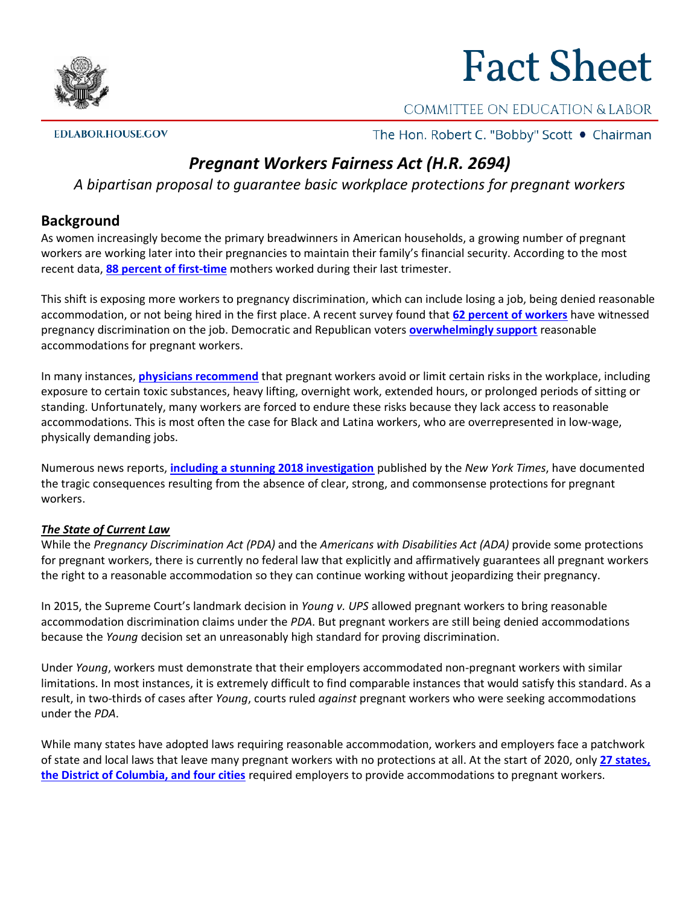# Fact Sheet

COMMITTEE ON EDUCATION & LABOR

EDLABOR.HOUSE.GOV

The Hon. Robert C. "Bobby" Scott • Chairman

## *Pregnant Workers Fairness Act (H.R. 2694)*

*A bipartisan proposal to guarantee basic workplace protections for pregnant workers*

## Background

As women increasingly become the primary breadwinners in American households, a growing number of pregnant workers are working later into their pregnancies to maintain their family's financial security. According to the most recent data, **88 percent of first-time** mothers worked during their last trimester.

This shift is exposing more workers to pregnancy discrimination, which can include losing a job, being denied reasonable accommodation, or not being hired in the first place. A recent survey found that **62 percent of workers** have witnessed pregnancy discrimination on the job. Democratic and Republican voters **overwhelmingly support** reasonable accommodations for pregnant workers.

In many instances, **physicians recommend** that pregnant workers avoid or limit certain risks in the workplace, including exposure to certain toxic substances, heavy lifting, overnight work, extended hours, or prolonged periods of sitting or standing. Unfortunately, many workers are forced to endure these risks because they lack access to reasonable accommodations. This is most often the case for Black and Latina workers, who are overrepresented in low-wage, physically demanding jobs.

Numerous news reports, **including a stunning 2018 investigation** published by the *New York Times*, have documented the tragic consequences resulting from the absence of clear, strong, and commonsense protections for pregnant workers.

### ***The State of Current Law***

While the *Pregnancy Discrimination Act (PDA)* and the *Americans with Disabilities Act (ADA)* provide some protections for pregnant workers, there is currently no federal law that explicitly and affirmatively guarantees all pregnant workers the right to a reasonable accommodation so they can continue working without jeopardizing their pregnancy.

In 2015, the Supreme Court's landmark decision in *Young v. UPS* allowed pregnant workers to bring reasonable accommodation discrimination claims under the *PDA*. But pregnant workers are still being denied accommodations because the *Young* decision set an unreasonably high standard for proving discrimination.

Under *Young*, workers must demonstrate that their employers accommodated non-pregnant workers with similar limitations. In most instances, it is extremely difficult to find comparable instances that would satisfy this standard. As a result, in two-thirds of cases after *Young*, courts ruled *against* pregnant workers who were seeking accommodations under the *PDA*.

While many states have adopted laws requiring reasonable accommodation, workers and employers face a patchwork of state and local laws that leave many pregnant workers with no protections at all. At the start of 2020, only **27 states, the District of Columbia, and four cities** required employers to provide accommodations to pregnant workers.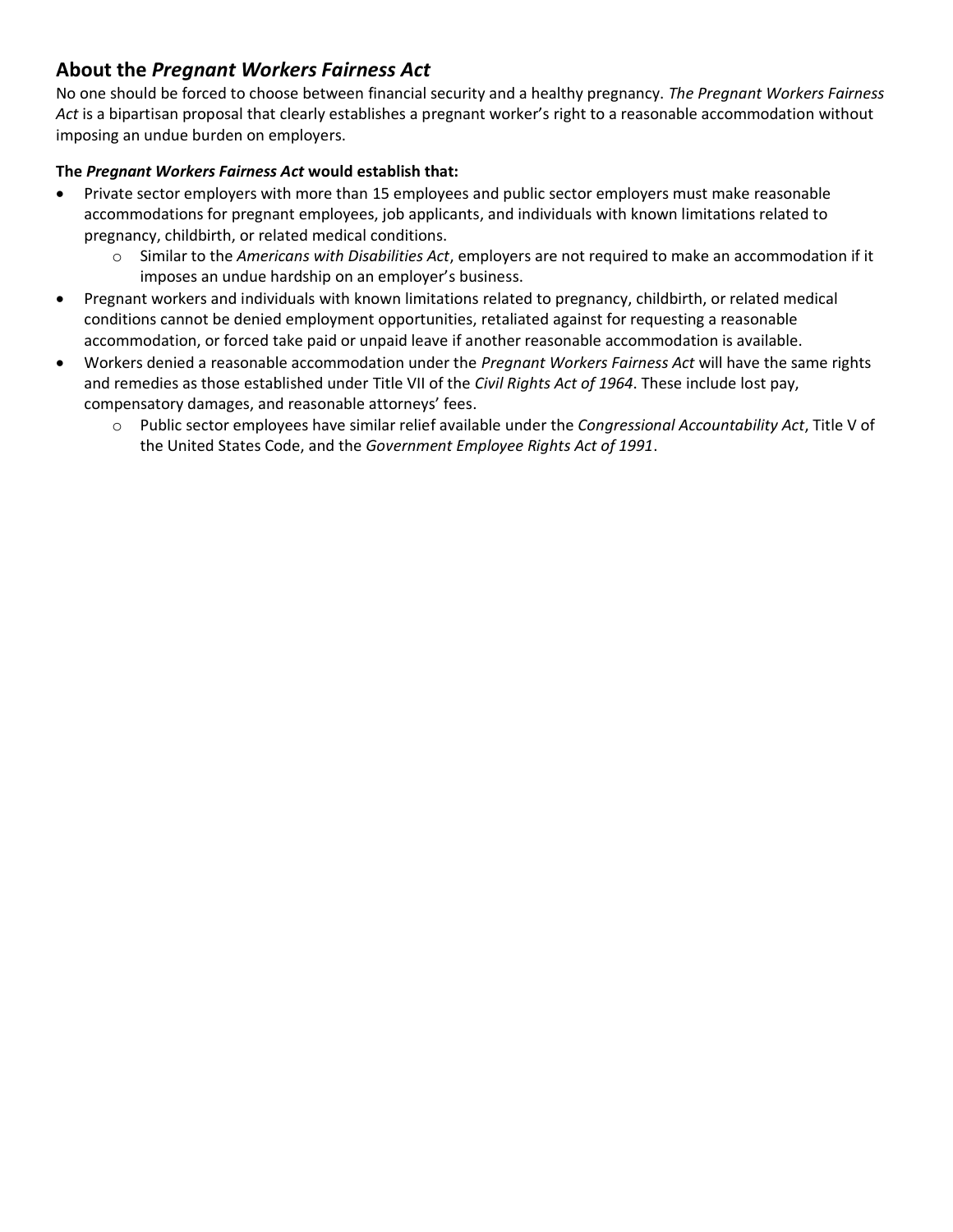## About the *Pregnant Workers Fairness Act*

No one should be forced to choose between financial security and a healthy pregnancy. *The Pregnant Workers Fairness Act* is a bipartisan proposal that clearly establishes a pregnant worker's right to a reasonable accommodation without imposing an undue burden on employers.

**The *Pregnant Workers Fairness Act* would establish that:**

- Private sector employers with more than 15 employees and public sector employers must make reasonable accommodations for pregnant employees, job applicants, and individuals with known limitations related to pregnancy, childbirth, or related medical conditions.
    - Similar to the *Americans with Disabilities Act*, employers are not required to make an accommodation if it imposes an undue hardship on an employer's business.
- Pregnant workers and individuals with known limitations related to pregnancy, childbirth, or related medical conditions cannot be denied employment opportunities, retaliated against for requesting a reasonable accommodation, or forced take paid or unpaid leave if another reasonable accommodation is available.
- Workers denied a reasonable accommodation under the *Pregnant Workers Fairness Act* will have the same rights and remedies as those established under Title VII of the *Civil Rights Act of 1964*. These include lost pay, compensatory damages, and reasonable attorneys' fees.
    - Public sector employees have similar relief available under the *Congressional Accountability Act*, Title V of the United States Code, and the *Government Employee Rights Act of 1991*.